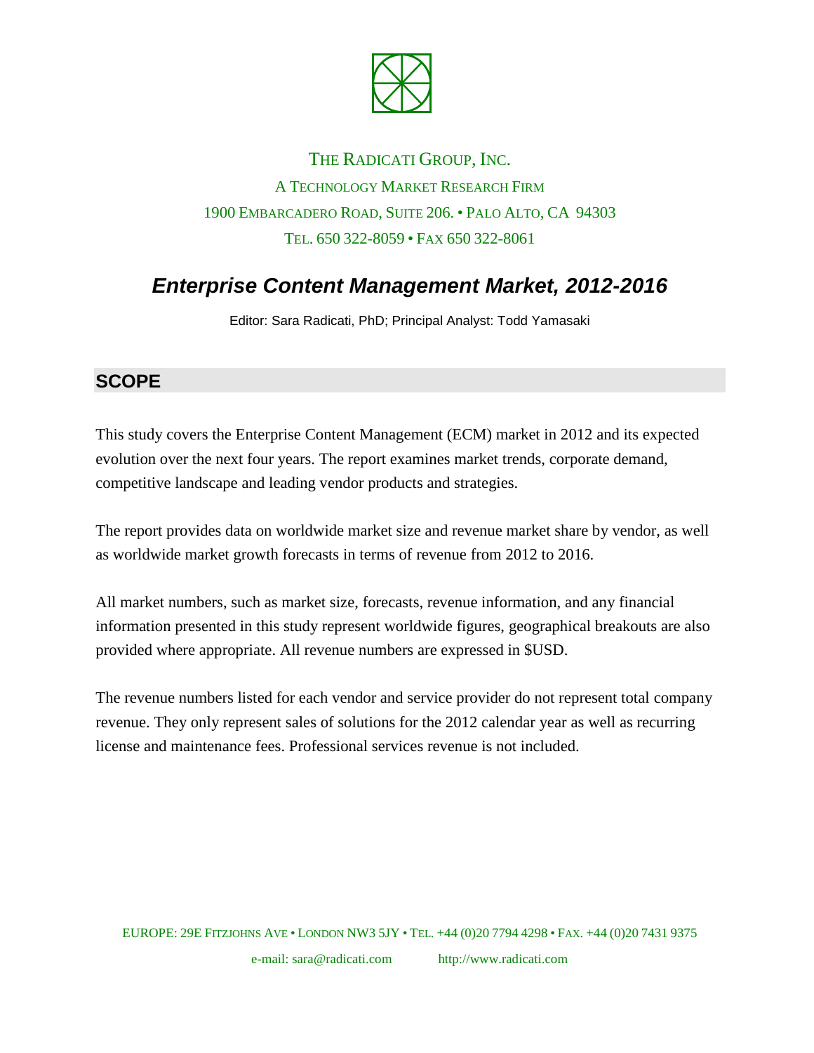THE RADICATI GROUP, INC.

A TECHNOLOGY MARKET RESEARCH FIRM

1900 EMBARCADERO ROAD, SUITE 206. • PALO ALTO, CA 94303

TEL. 650 322-8059 • FAX 650 322-8061

# *Enterprise Content Management Market, 2012-2016*

Editor: Sara Radicati, PhD; Principal Analyst: Todd Yamasaki

## SCOPE

This study covers the Enterprise Content Management (ECM) market in 2012 and its expected evolution over the next four years. The report examines market trends, corporate demand, competitive landscape and leading vendor products and strategies.

The report provides data on worldwide market size and revenue market share by vendor, as well as worldwide market growth forecasts in terms of revenue from 2012 to 2016.

All market numbers, such as market size, forecasts, revenue information, and any financial information presented in this study represent worldwide figures, geographical breakouts are also provided where appropriate. All revenue numbers are expressed in $USD.

The revenue numbers listed for each vendor and service provider do not represent total company revenue. They only represent sales of solutions for the 2012 calendar year as well as recurring license and maintenance fees. Professional services revenue is not included.

EUROPE: 29E FITZJOHNS AVE • LONDON NW3 5JY • TEL. +44 (0)20 7794 4298 • FAX. +44 (0)20 7431 9375

e-mail: sara@radicati.com http://www.radicati.com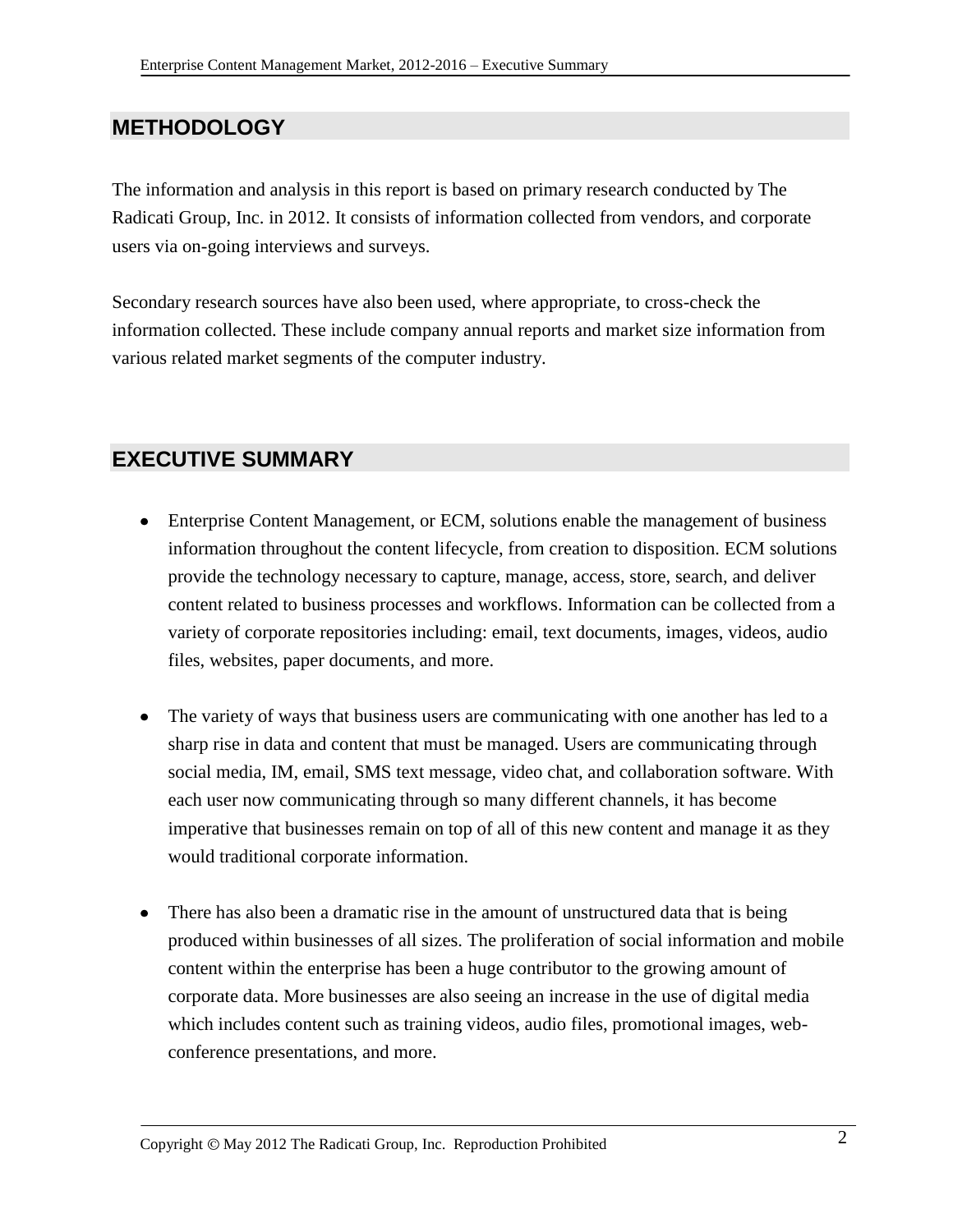## METHODOLOGY

The information and analysis in this report is based on primary research conducted by The Radicati Group, Inc. in 2012. It consists of information collected from vendors, and corporate users via on-going interviews and surveys.

Secondary research sources have also been used, where appropriate, to cross-check the information collected. These include company annual reports and market size information from various related market segments of the computer industry.

## EXECUTIVE SUMMARY

- Enterprise Content Management, or ECM, solutions enable the management of business information throughout the content lifecycle, from creation to disposition. ECM solutions provide the technology necessary to capture, manage, access, store, search, and deliver content related to business processes and workflows. Information can be collected from a variety of corporate repositories including: email, text documents, images, videos, audio files, websites, paper documents, and more.

- The variety of ways that business users are communicating with one another has led to a sharp rise in data and content that must be managed. Users are communicating through social media, IM, email, SMS text message, video chat, and collaboration software. With each user now communicating through so many different channels, it has become imperative that businesses remain on top of all of this new content and manage it as they would traditional corporate information.

- There has also been a dramatic rise in the amount of unstructured data that is being produced within businesses of all sizes. The proliferation of social information and mobile content within the enterprise has been a huge contributor to the growing amount of corporate data. More businesses are also seeing an increase in the use of digital media which includes content such as training videos, audio files, promotional images, web-conference presentations, and more.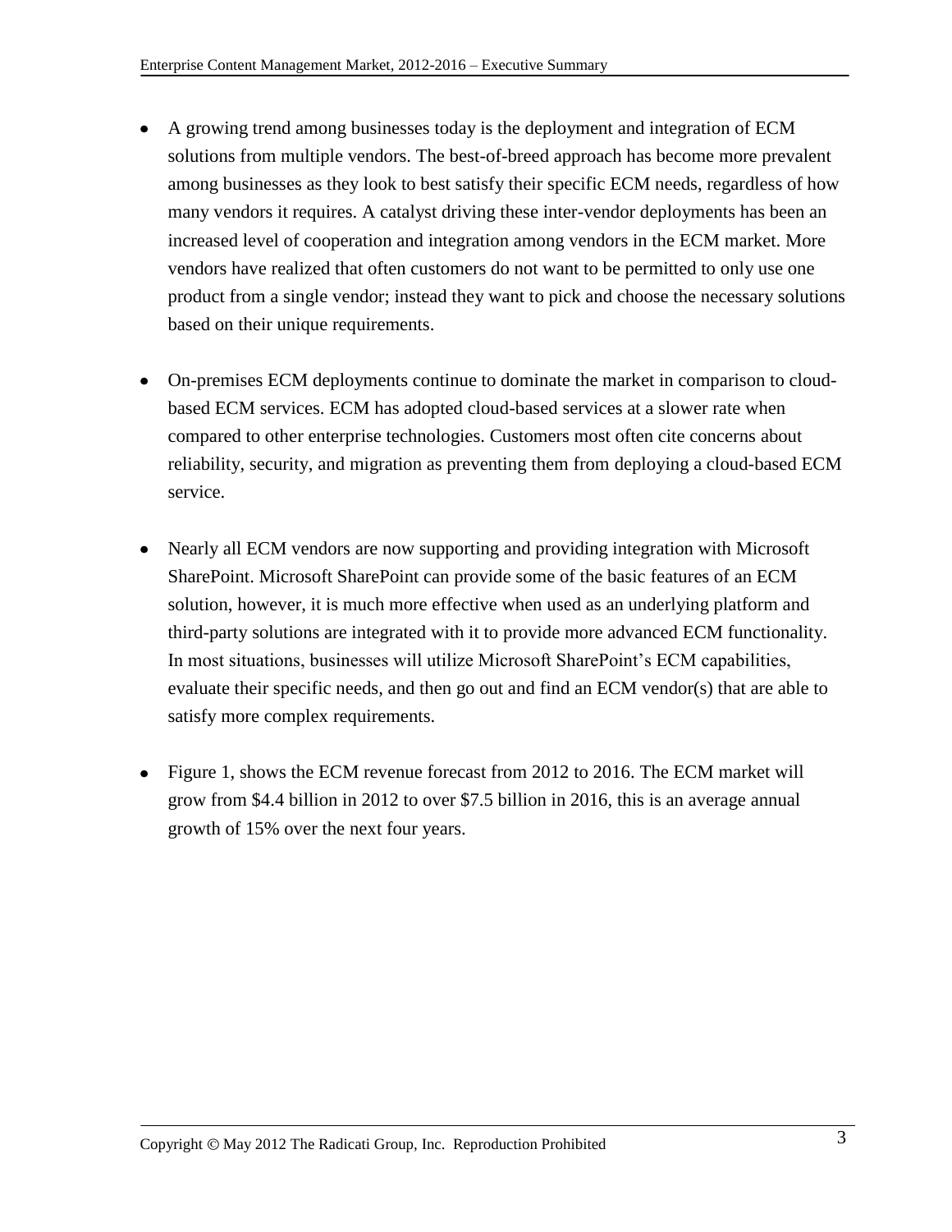- A growing trend among businesses today is the deployment and integration of ECM solutions from multiple vendors. The best-of-breed approach has become more prevalent among businesses as they look to best satisfy their specific ECM needs, regardless of how many vendors it requires. A catalyst driving these inter-vendor deployments has been an increased level of cooperation and integration among vendors in the ECM market. More vendors have realized that often customers do not want to be permitted to only use one product from a single vendor; instead they want to pick and choose the necessary solutions based on their unique requirements.

- On-premises ECM deployments continue to dominate the market in comparison to cloud-based ECM services. ECM has adopted cloud-based services at a slower rate when compared to other enterprise technologies. Customers most often cite concerns about reliability, security, and migration as preventing them from deploying a cloud-based ECM service.

- Nearly all ECM vendors are now supporting and providing integration with Microsoft SharePoint. Microsoft SharePoint can provide some of the basic features of an ECM solution, however, it is much more effective when used as an underlying platform and third-party solutions are integrated with it to provide more advanced ECM functionality. In most situations, businesses will utilize Microsoft SharePoint's ECM capabilities, evaluate their specific needs, and then go out and find an ECM vendor(s) that are able to satisfy more complex requirements.

- Figure 1, shows the ECM revenue forecast from 2012 to 2016. The ECM market will grow from $4.4 billion in 2012 to over $7.5 billion in 2016, this is an average annual growth of 15% over the next four years.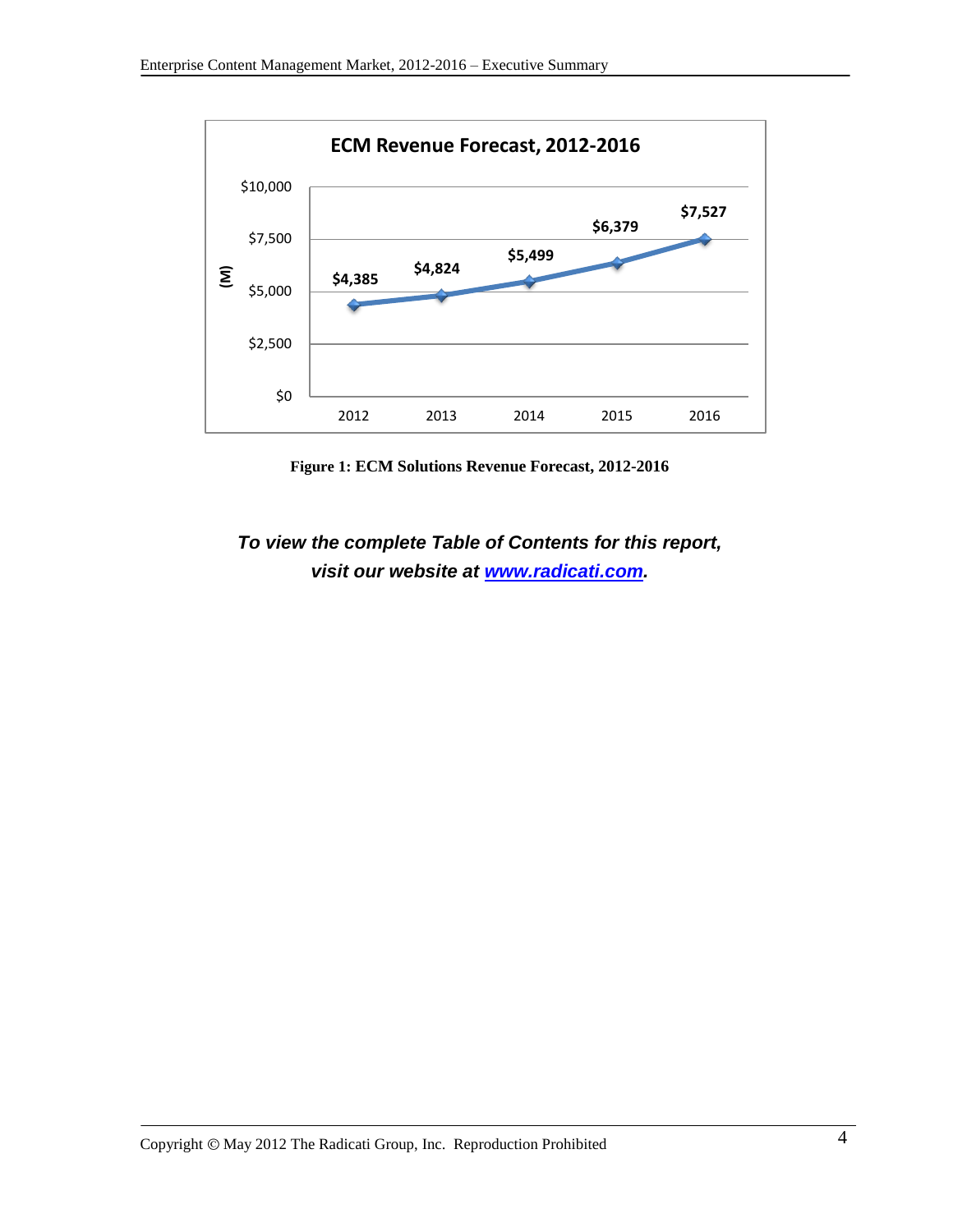ECM Revenue Forecast, 2012-2016

(M)

$10,000
$7,500
$5,000
$2,500
$0

$4,385
$4,824
$5,499
$6,379
$7,527

2012
2013
2014
2015
2016

**Figure 1: ECM Solutions Revenue Forecast, 2012-2016**

***To view the complete Table of Contents for this report, visit our website at [www.radicati.com](http://www.radicati.com).***